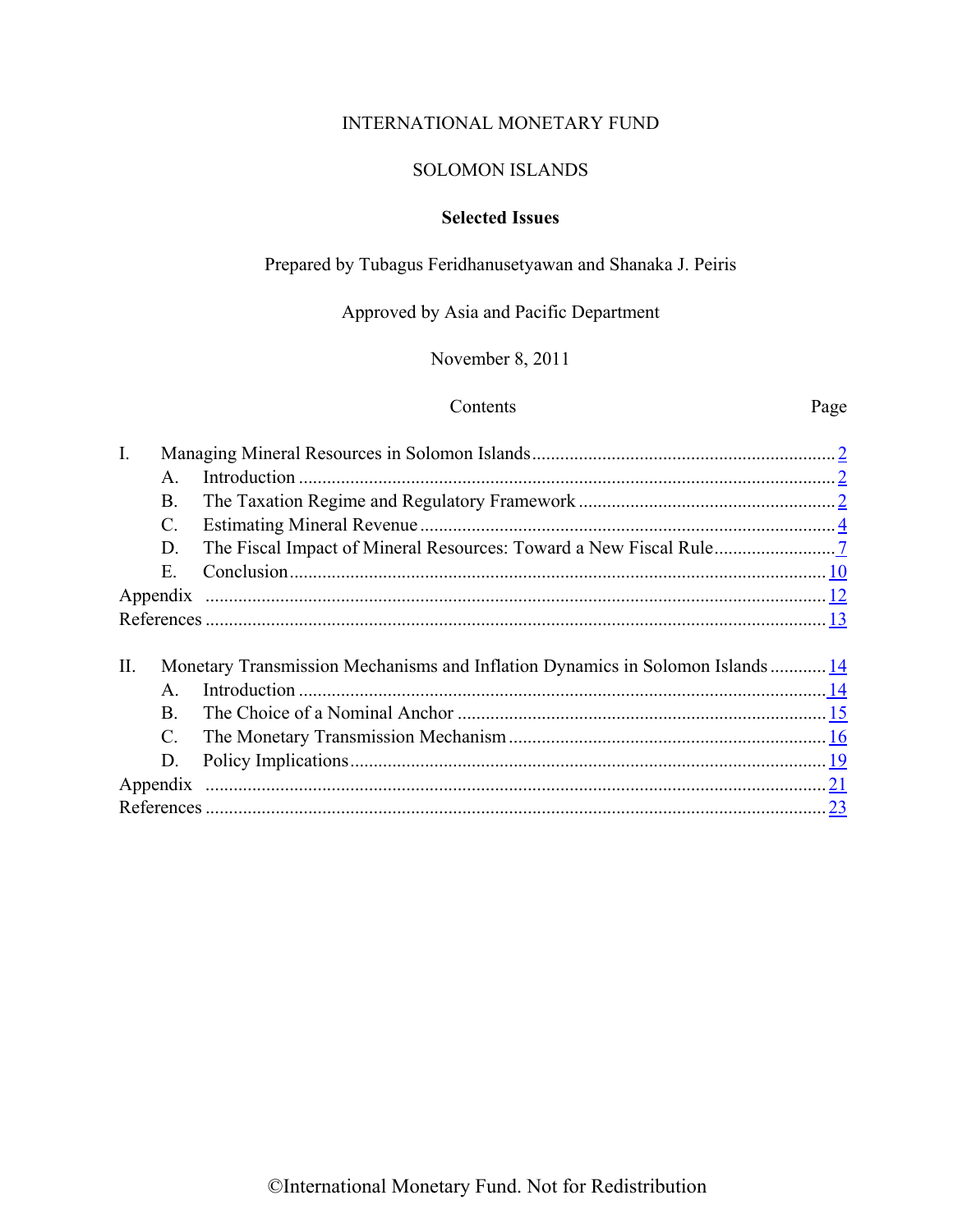INTERNATIONAL MONETARY FUND

SOLOMON ISLANDS

**Selected Issues**

Prepared by Tubagus Feridhanusetyawan and Shanaka J. Peiris

Approved by Asia and Pacific Department

November 8, 2011

| Contents | | Page |
|---|---|---|
| I. | Managing Mineral Resources in Solomon Islands | 2 |
| | A. Introduction | 2 |
| | B. The Taxation Regime and Regulatory Framework | 2 |
| | C. Estimating Mineral Revenue | 4 |
| | D. The Fiscal Impact of Mineral Resources: Toward a New Fiscal Rule | 7 |
| | E. Conclusion | 10 |
| Appendix | | 12 |
| References | | 13 |
| II. | Monetary Transmission Mechanisms and Inflation Dynamics in Solomon Islands | 14 |
| | A. Introduction | 14 |
| | B. The Choice of a Nominal Anchor | 15 |
| | C. The Monetary Transmission Mechanism | 16 |
| | D. Policy Implications | 19 |
| Appendix | | 21 |
| References | | 23 |

©International Monetary Fund. Not for Redistribution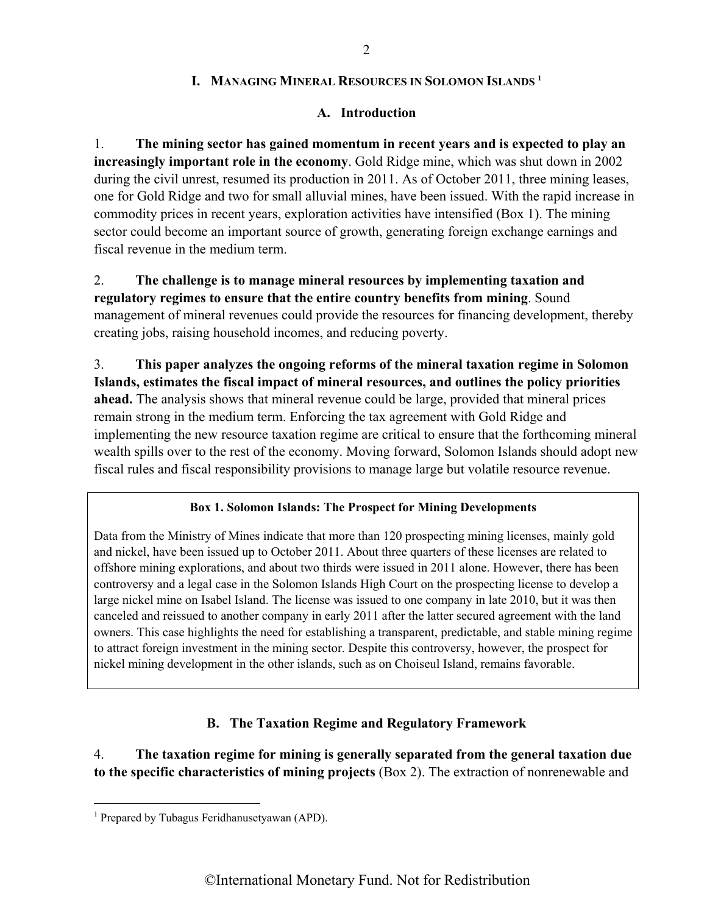# I. Managing Mineral Resources in Solomon Islands [1]

## A. Introduction

1. **The mining sector has gained momentum in recent years and is expected to play an increasingly important role in the economy**. Gold Ridge mine, which was shut down in 2002 during the civil unrest, resumed its production in 2011. As of October 2011, three mining leases, one for Gold Ridge and two for small alluvial mines, have been issued. With the rapid increase in commodity prices in recent years, exploration activities have intensified (Box 1). The mining sector could become an important source of growth, generating foreign exchange earnings and fiscal revenue in the medium term.

2. **The challenge is to manage mineral resources by implementing taxation and regulatory regimes to ensure that the entire country benefits from mining**. Sound management of mineral revenues could provide the resources for financing development, thereby creating jobs, raising household incomes, and reducing poverty.

3. **This paper analyzes the ongoing reforms of the mineral taxation regime in Solomon Islands, estimates the fiscal impact of mineral resources, and outlines the policy priorities ahead.** The analysis shows that mineral revenue could be large, provided that mineral prices remain strong in the medium term. Enforcing the tax agreement with Gold Ridge and implementing the new resource taxation regime are critical to ensure that the forthcoming mineral wealth spills over to the rest of the economy. Moving forward, Solomon Islands should adopt new fiscal rules and fiscal responsibility provisions to manage large but volatile resource revenue.

> **Box 1. Solomon Islands: The Prospect for Mining Developments**
>
> Data from the Ministry of Mines indicate that more than 120 prospecting mining licenses, mainly gold and nickel, have been issued up to October 2011. About three quarters of these licenses are related to offshore mining explorations, and about two thirds were issued in 2011 alone. However, there has been controversy and a legal case in the Solomon Islands High Court on the prospecting license to develop a large nickel mine on Isabel Island. The license was issued to one company in late 2010, but it was then canceled and reissued to another company in early 2011 after the latter secured agreement with the land owners. This case highlights the need for establishing a transparent, predictable, and stable mining regime to attract foreign investment in the mining sector. Despite this controversy, however, the prospect for nickel mining development in the other islands, such as on Choiseul Island, remains favorable.

## B. The Taxation Regime and Regulatory Framework

4. **The taxation regime for mining is generally separated from the general taxation due to the specific characteristics of mining projects** (Box 2). The extraction of nonrenewable and

---

[1] Prepared by Tubagus Feridhanusetyawan (APD).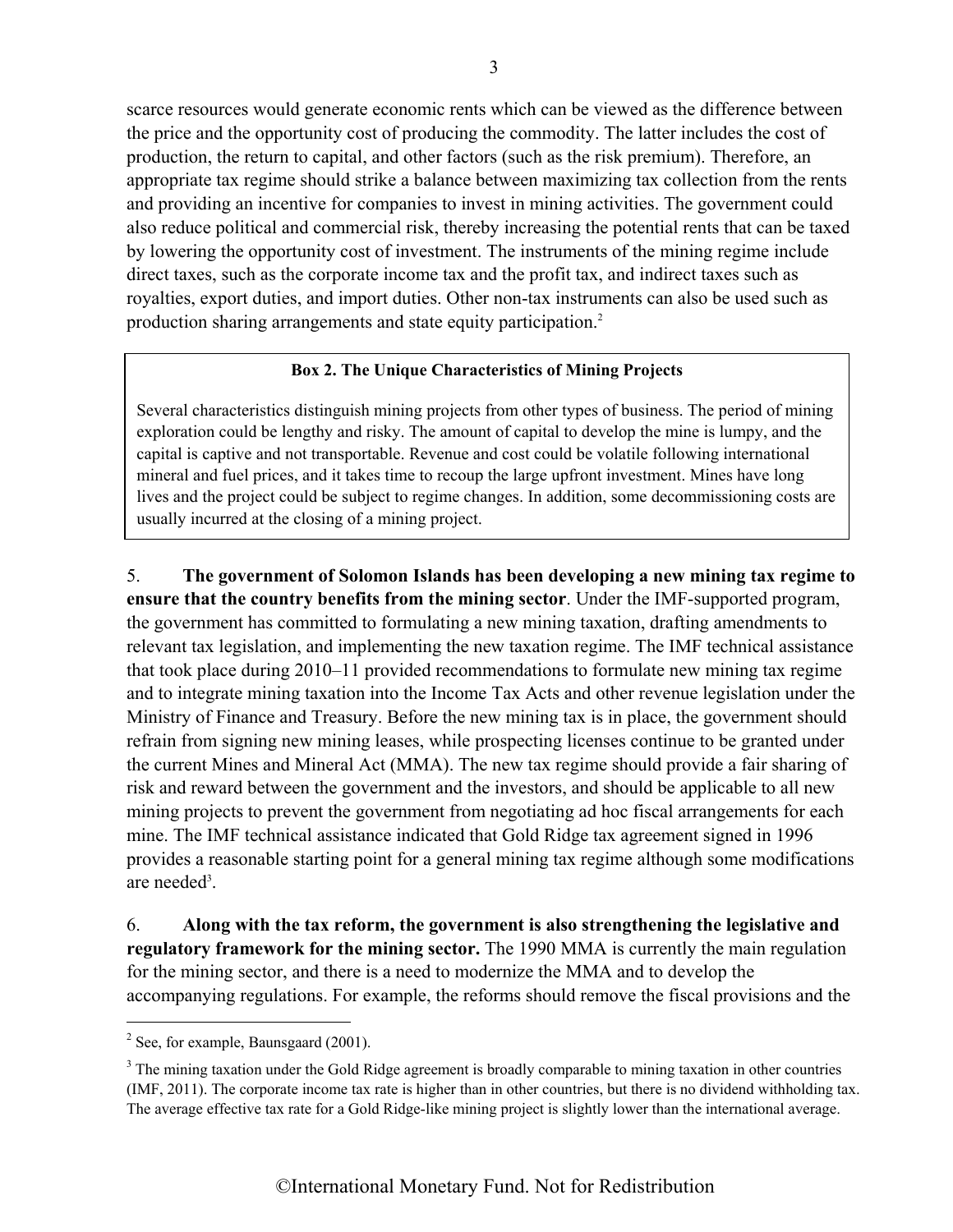scarce resources would generate economic rents which can be viewed as the difference between the price and the opportunity cost of producing the commodity. The latter includes the cost of production, the return to capital, and other factors (such as the risk premium). Therefore, an appropriate tax regime should strike a balance between maximizing tax collection from the rents and providing an incentive for companies to invest in mining activities. The government could also reduce political and commercial risk, thereby increasing the potential rents that can be taxed by lowering the opportunity cost of investment. The instruments of the mining regime include direct taxes, such as the corporate income tax and the profit tax, and indirect taxes such as royalties, export duties, and import duties. Other non-tax instruments can also be used such as production sharing arrangements and state equity participation.[2]

> **Box 2. The Unique Characteristics of Mining Projects**
>
> Several characteristics distinguish mining projects from other types of business. The period of mining exploration could be lengthy and risky. The amount of capital to develop the mine is lumpy, and the capital is captive and not transportable. Revenue and cost could be volatile following international mineral and fuel prices, and it takes time to recoup the large upfront investment. Mines have long lives and the project could be subject to regime changes. In addition, some decommissioning costs are usually incurred at the closing of a mining project.

5. **The government of Solomon Islands has been developing a new mining tax regime to ensure that the country benefits from the mining sector**. Under the IMF-supported program, the government has committed to formulating a new mining taxation, drafting amendments to relevant tax legislation, and implementing the new taxation regime. The IMF technical assistance that took place during 2010–11 provided recommendations to formulate new mining tax regime and to integrate mining taxation into the Income Tax Acts and other revenue legislation under the Ministry of Finance and Treasury. Before the new mining tax is in place, the government should refrain from signing new mining leases, while prospecting licenses continue to be granted under the current Mines and Mineral Act (MMA). The new tax regime should provide a fair sharing of risk and reward between the government and the investors, and should be applicable to all new mining projects to prevent the government from negotiating ad hoc fiscal arrangements for each mine. The IMF technical assistance indicated that Gold Ridge tax agreement signed in 1996 provides a reasonable starting point for a general mining tax regime although some modifications are needed[3].

6. **Along with the tax reform, the government is also strengthening the legislative and regulatory framework for the mining sector.** The 1990 MMA is currently the main regulation for the mining sector, and there is a need to modernize the MMA and to develop the accompanying regulations. For example, the reforms should remove the fiscal provisions and the

---

[2] See, for example, Baunsgaard (2001).

[3] The mining taxation under the Gold Ridge agreement is broadly comparable to mining taxation in other countries (IMF, 2011). The corporate income tax rate is higher than in other countries, but there is no dividend withholding tax. The average effective tax rate for a Gold Ridge-like mining project is slightly lower than the international average.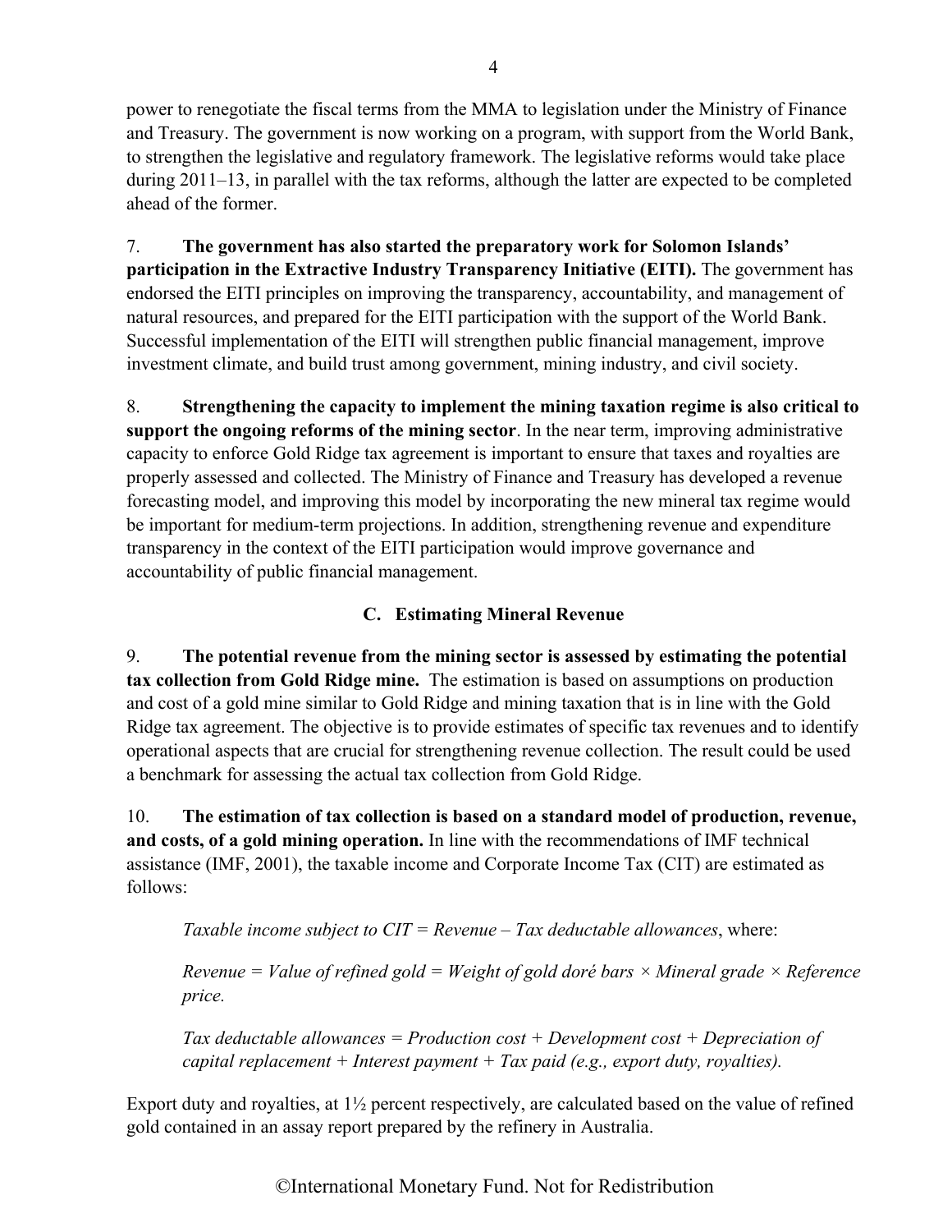power to renegotiate the fiscal terms from the MMA to legislation under the Ministry of Finance and Treasury. The government is now working on a program, with support from the World Bank, to strengthen the legislative and regulatory framework. The legislative reforms would take place during 2011–13, in parallel with the tax reforms, although the latter are expected to be completed ahead of the former.

7. **The government has also started the preparatory work for Solomon Islands' participation in the Extractive Industry Transparency Initiative (EITI).** The government has endorsed the EITI principles on improving the transparency, accountability, and management of natural resources, and prepared for the EITI participation with the support of the World Bank. Successful implementation of the EITI will strengthen public financial management, improve investment climate, and build trust among government, mining industry, and civil society.

8. **Strengthening the capacity to implement the mining taxation regime is also critical to support the ongoing reforms of the mining sector**. In the near term, improving administrative capacity to enforce Gold Ridge tax agreement is important to ensure that taxes and royalties are properly assessed and collected. The Ministry of Finance and Treasury has developed a revenue forecasting model, and improving this model by incorporating the new mineral tax regime would be important for medium-term projections. In addition, strengthening revenue and expenditure transparency in the context of the EITI participation would improve governance and accountability of public financial management.

### C. Estimating Mineral Revenue

9. **The potential revenue from the mining sector is assessed by estimating the potential tax collection from Gold Ridge mine.** The estimation is based on assumptions on production and cost of a gold mine similar to Gold Ridge and mining taxation that is in line with the Gold Ridge tax agreement. The objective is to provide estimates of specific tax revenues and to identify operational aspects that are crucial for strengthening revenue collection. The result could be used a benchmark for assessing the actual tax collection from Gold Ridge.

10. **The estimation of tax collection is based on a standard model of production, revenue, and costs, of a gold mining operation.** In line with the recommendations of IMF technical assistance (IMF, 2001), the taxable income and Corporate Income Tax (CIT) are estimated as follows:

> *Taxable income subject to CIT = Revenue – Tax deductable allowances*, where:
>
> *Revenue = Value of refined gold = Weight of gold doré bars × Mineral grade × Reference price.*
>
> *Tax deductable allowances = Production cost + Development cost + Depreciation of capital replacement + Interest payment + Tax paid (e.g., export duty, royalties).*

Export duty and royalties, at 1½ percent respectively, are calculated based on the value of refined gold contained in an assay report prepared by the refinery in Australia.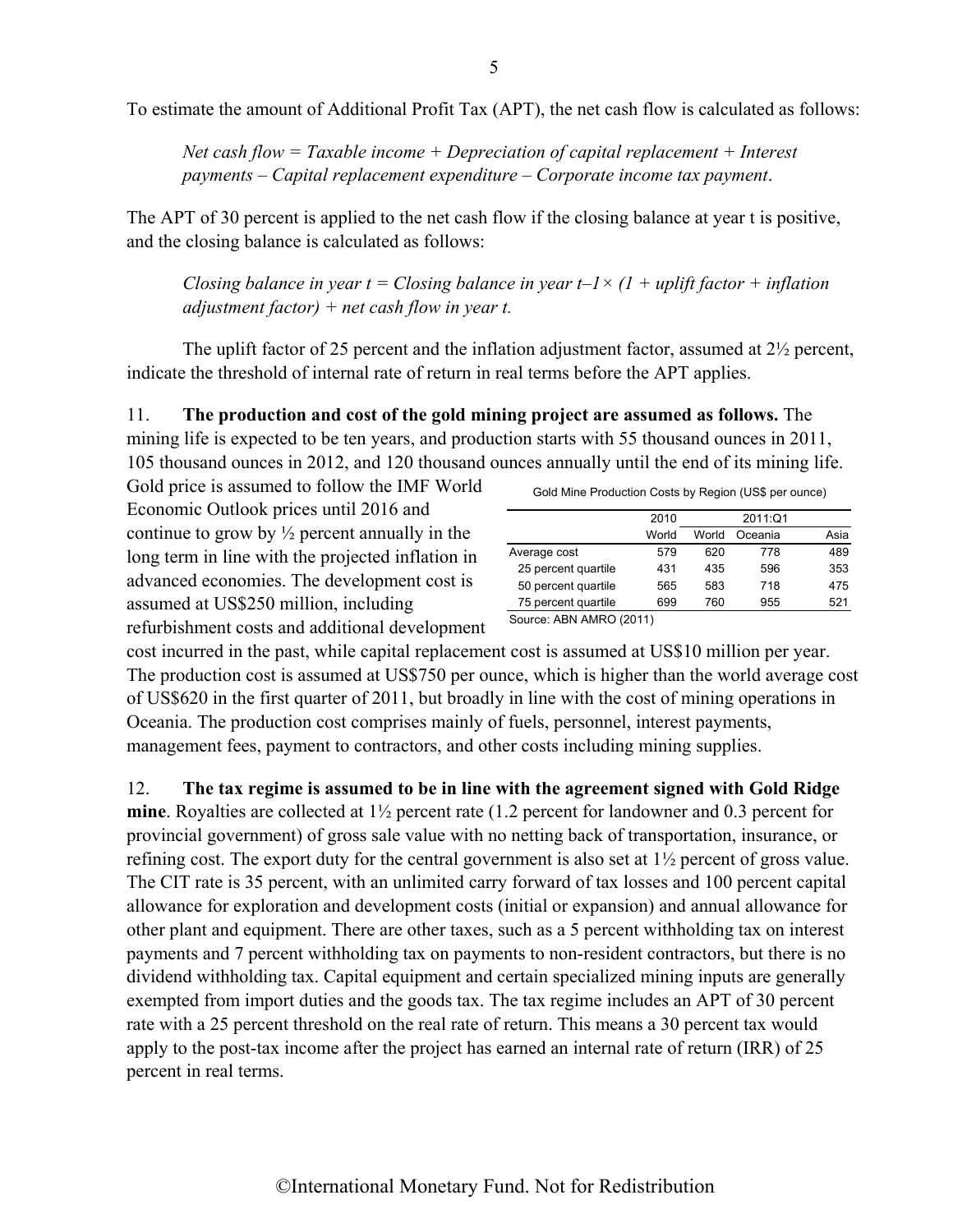To estimate the amount of Additional Profit Tax (APT), the net cash flow is calculated as follows:

*Net cash flow = Taxable income + Depreciation of capital replacement + Interest payments – Capital replacement expenditure – Corporate income tax payment*.

The APT of 30 percent is applied to the net cash flow if the closing balance at year t is positive, and the closing balance is calculated as follows:

*Closing balance in year t = Closing balance in year t–1× (1 + uplift factor + inflation adjustment factor) + net cash flow in year t.*

The uplift factor of 25 percent and the inflation adjustment factor, assumed at 2½ percent, indicate the threshold of internal rate of return in real terms before the APT applies.

11. **The production and cost of the gold mining project are assumed as follows.** The mining life is expected to be ten years, and production starts with 55 thousand ounces in 2011, 105 thousand ounces in 2012, and 120 thousand ounces annually until the end of its mining life. Gold price is assumed to follow the IMF World Economic Outlook prices until 2016 and continue to grow by ½ percent annually in the long term in line with the projected inflation in advanced economies. The development cost is assumed at US$250 million, including refurbishment costs and additional development cost incurred in the past, while capital replacement cost is assumed at US$10 million per year. The production cost is assumed at US$750 per ounce, which is higher than the world average cost of US$620 in the first quarter of 2011, but broadly in line with the cost of mining operations in Oceania. The production cost comprises mainly of fuels, personnel, interest payments, management fees, payment to contractors, and other costs including mining supplies.

Gold Mine Production Costs by Region (US$ per ounce)

| | 2010 | 2011:Q1 | | |
|---|---|---|---|---|
| | World | World | Oceania | Asia |
| Average cost | 579 | 620 | 778 | 489 |
| 25 percent quartile | 431 | 435 | 596 | 353 |
| 50 percent quartile | 565 | 583 | 718 | 475 |
| 75 percent quartile | 699 | 760 | 955 | 521 |

Source: ABN AMRO (2011)

12. **The tax regime is assumed to be in line with the agreement signed with Gold Ridge mine**. Royalties are collected at 1½ percent rate (1.2 percent for landowner and 0.3 percent for provincial government) of gross sale value with no netting back of transportation, insurance, or refining cost. The export duty for the central government is also set at 1½ percent of gross value. The CIT rate is 35 percent, with an unlimited carry forward of tax losses and 100 percent capital allowance for exploration and development costs (initial or expansion) and annual allowance for other plant and equipment. There are other taxes, such as a 5 percent withholding tax on interest payments and 7 percent withholding tax on payments to non-resident contractors, but there is no dividend withholding tax. Capital equipment and certain specialized mining inputs are generally exempted from import duties and the goods tax. The tax regime includes an APT of 30 percent rate with a 25 percent threshold on the real rate of return. This means a 30 percent tax would apply to the post-tax income after the project has earned an internal rate of return (IRR) of 25 percent in real terms.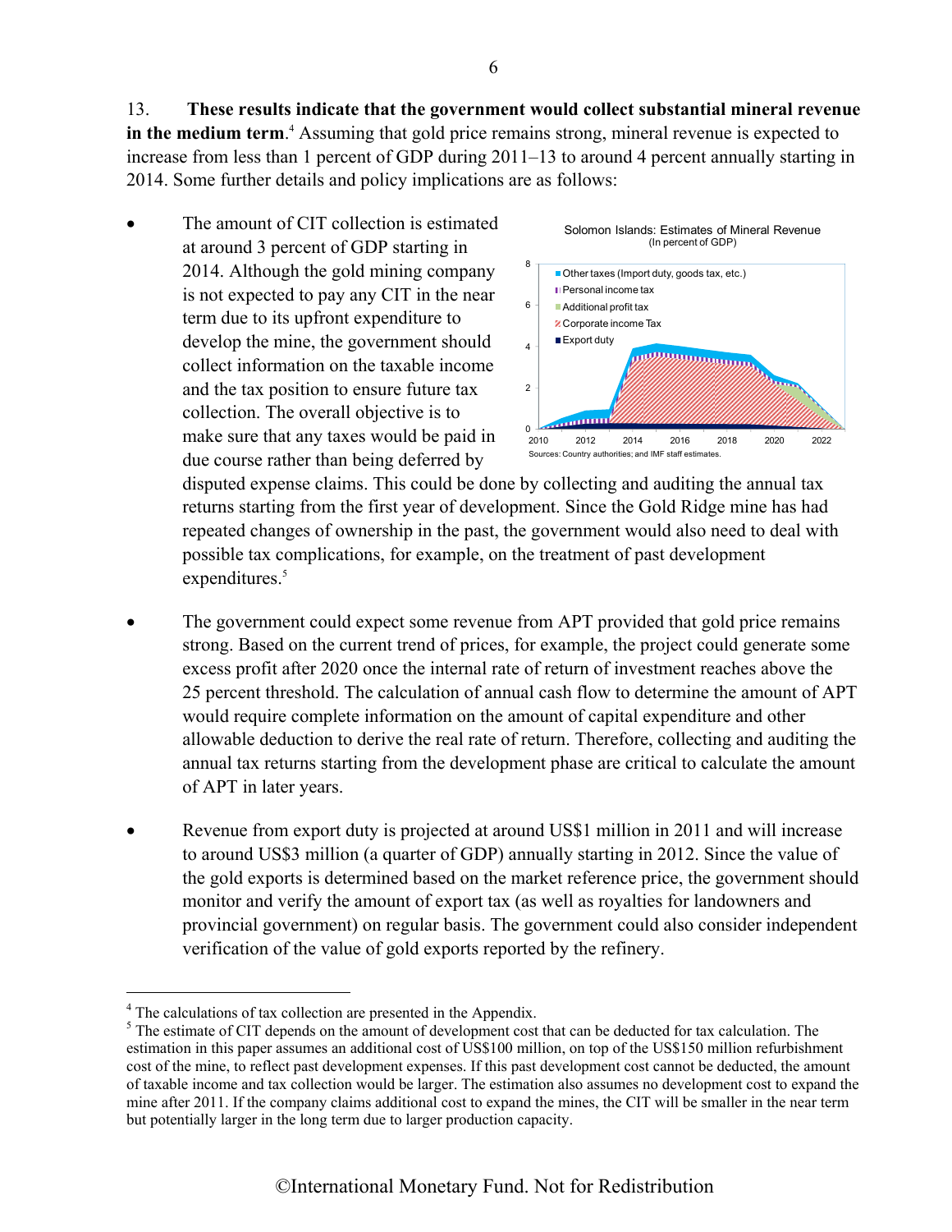13. **These results indicate that the government would collect substantial mineral revenue in the medium term**.[4] Assuming that gold price remains strong, mineral revenue is expected to increase from less than 1 percent of GDP during 2011–13 to around 4 percent annually starting in 2014. Some further details and policy implications are as follows:

- The amount of CIT collection is estimated at around 3 percent of GDP starting in 2014. Although the gold mining company is not expected to pay any CIT in the near term due to its upfront expenditure to develop the mine, the government should collect information on the taxable income and the tax position to ensure future tax collection. The overall objective is to make sure that any taxes would be paid in due course rather than being deferred by disputed expense claims. This could be done by collecting and auditing the annual tax returns starting from the first year of development. Since the Gold Ridge mine has had repeated changes of ownership in the past, the government would also need to deal with possible tax complications, for example, on the treatment of past development expenditures.[5]

Solomon Islands: Estimates of Mineral Revenue
(In percent of GDP)

Sources: Country authorities; and IMF staff estimates.

- The government could expect some revenue from APT provided that gold price remains strong. Based on the current trend of prices, for example, the project could generate some excess profit after 2020 once the internal rate of return of investment reaches above the 25 percent threshold. The calculation of annual cash flow to determine the amount of APT would require complete information on the amount of capital expenditure and other allowable deduction to derive the real rate of return. Therefore, collecting and auditing the annual tax returns starting from the development phase are critical to calculate the amount of APT in later years.

- Revenue from export duty is projected at around US$1 million in 2011 and will increase to around US$3 million (a quarter of GDP) annually starting in 2012. Since the value of the gold exports is determined based on the market reference price, the government should monitor and verify the amount of export tax (as well as royalties for landowners and provincial government) on regular basis. The government could also consider independent verification of the value of gold exports reported by the refinery.

---

[4] The calculations of tax collection are presented in the Appendix.

[5] The estimate of CIT depends on the amount of development cost that can be deducted for tax calculation. The estimation in this paper assumes an additional cost of US$100 million, on top of the US$150 million refurbishment cost of the mine, to reflect past development expenses. If this past development cost cannot be deducted, the amount of taxable income and tax collection would be larger. The estimation also assumes no development cost to expand the mine after 2011. If the company claims additional cost to expand the mines, the CIT will be smaller in the near term but potentially larger in the long term due to larger production capacity.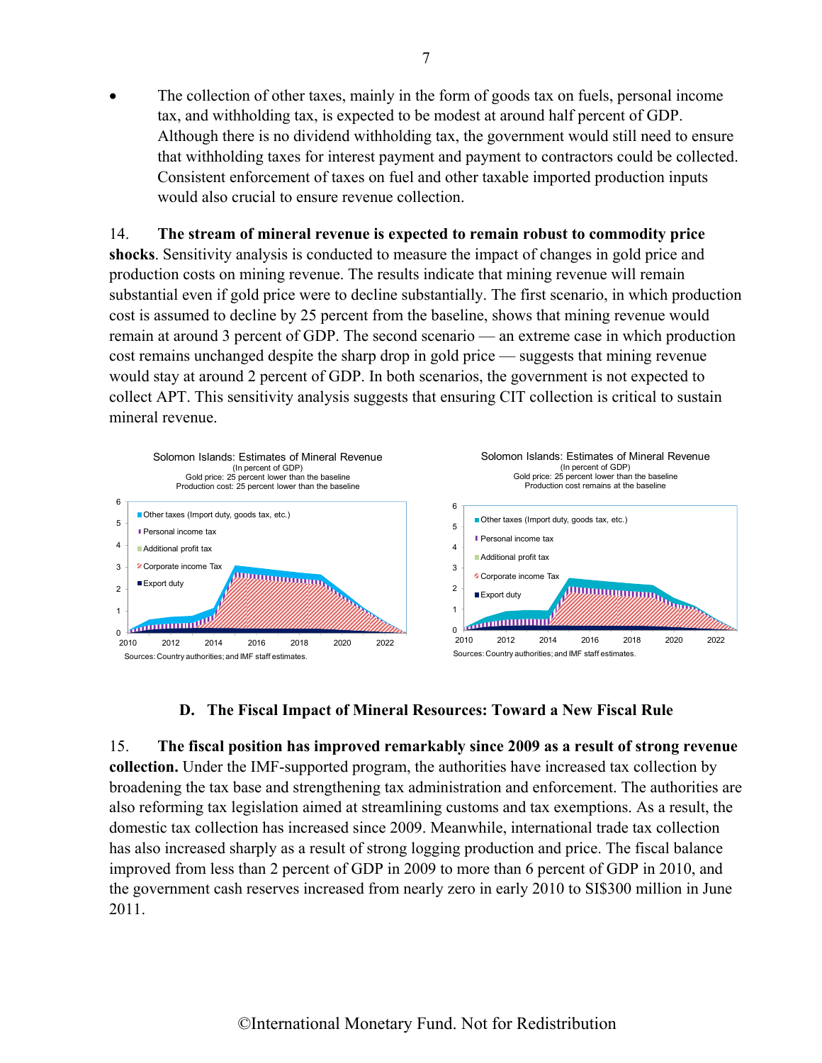- The collection of other taxes, mainly in the form of goods tax on fuels, personal income tax, and withholding tax, is expected to be modest at around half percent of GDP. Although there is no dividend withholding tax, the government would still need to ensure that withholding taxes for interest payment and payment to contractors could be collected. Consistent enforcement of taxes on fuel and other taxable imported production inputs would also crucial to ensure revenue collection.

14. **The stream of mineral revenue is expected to remain robust to commodity price shocks**. Sensitivity analysis is conducted to measure the impact of changes in gold price and production costs on mining revenue. The results indicate that mining revenue will remain substantial even if gold price were to decline substantially. The first scenario, in which production cost is assumed to decline by 25 percent from the baseline, shows that mining revenue would remain at around 3 percent of GDP. The second scenario — an extreme case in which production cost remains unchanged despite the sharp drop in gold price — suggests that mining revenue would stay at around 2 percent of GDP. In both scenarios, the government is not expected to collect APT. This sensitivity analysis suggests that ensuring CIT collection is critical to sustain mineral revenue.

Solomon Islands: Estimates of Mineral Revenue
(In percent of GDP)
Gold price: 25 percent lower than the baseline
Production cost: 25 percent lower than the baseline

Sources: Country authorities; and IMF staff estimates.

Solomon Islands: Estimates of Mineral Revenue
(In percent of GDP)
Gold price: 25 percent lower than the baseline
Production cost remains at the baseline

Sources: Country authorities; and IMF staff estimates.

### D. The Fiscal Impact of Mineral Resources: Toward a New Fiscal Rule

15. **The fiscal position has improved remarkably since 2009 as a result of strong revenue collection.** Under the IMF-supported program, the authorities have increased tax collection by broadening the tax base and strengthening tax administration and enforcement. The authorities are also reforming tax legislation aimed at streamlining customs and tax exemptions. As a result, the domestic tax collection has increased since 2009. Meanwhile, international trade tax collection has also increased sharply as a result of strong logging production and price. The fiscal balance improved from less than 2 percent of GDP in 2009 to more than 6 percent of GDP in 2010, and the government cash reserves increased from nearly zero in early 2010 to SI$300 million in June 2011.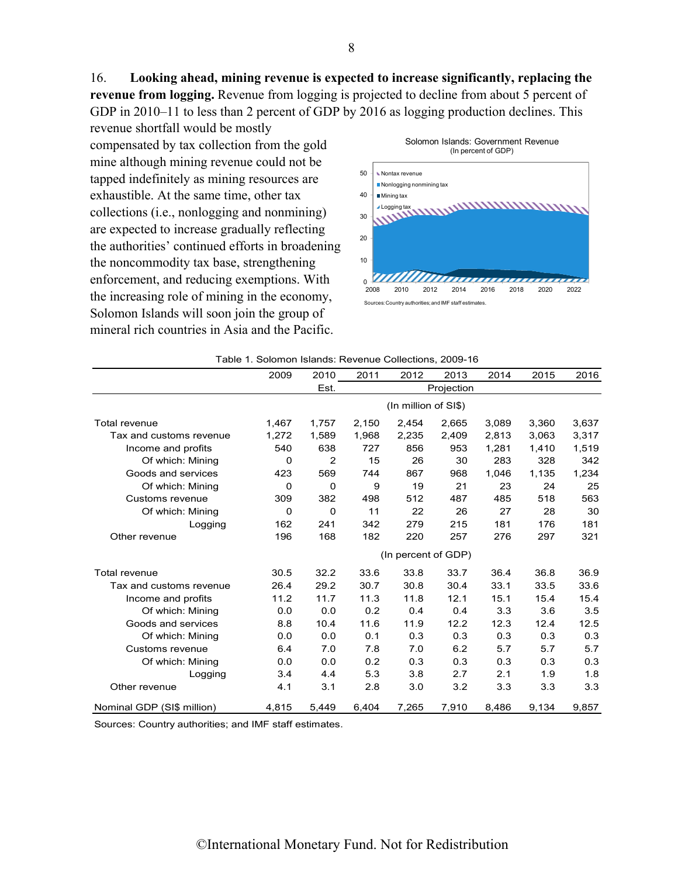16. **Looking ahead, mining revenue is expected to increase significantly, replacing the revenue from logging.** Revenue from logging is projected to decline from about 5 percent of GDP in 2010–11 to less than 2 percent of GDP by 2016 as logging production declines. This revenue shortfall would be mostly compensated by tax collection from the gold mine although mining revenue could not be tapped indefinitely as mining resources are exhaustible. At the same time, other tax collections (i.e., nonlogging and nonmining) are expected to increase gradually reflecting the authorities' continued efforts in broadening the noncommodity tax base, strengthening enforcement, and reducing exemptions. With the increasing role of mining in the economy, Solomon Islands will soon join the group of mineral rich countries in Asia and the Pacific.

Solomon Islands: Government Revenue
(In percent of GDP)

Nontax revenue
Nonlogging nonmining tax
Mining tax
Logging tax

Sources: Country authorities; and IMF staff estimates.

Table 1. Solomon Islands: Revenue Collections, 2009-16

| | 2009 | 2010 | 2011 | 2012 | 2013 | 2014 | 2015 | 2016 |
|---|---|---|---|---|---|---|---|---|
| | | Est. | | | Projection | | | |
| | | | | (In million of SI$) | | | | |
| Total revenue | 1,467 | 1,757 | 2,150 | 2,454 | 2,665 | 3,089 | 3,360 | 3,637 |
| Tax and customs revenue | 1,272 | 1,589 | 1,968 | 2,235 | 2,409 | 2,813 | 3,063 | 3,317 |
| Income and profits | 540 | 638 | 727 | 856 | 953 | 1,281 | 1,410 | 1,519 |
| Of which: Mining | 0 | 2 | 15 | 26 | 30 | 283 | 328 | 342 |
| Goods and services | 423 | 569 | 744 | 867 | 968 | 1,046 | 1,135 | 1,234 |
| Of which: Mining | 0 | 0 | 9 | 19 | 21 | 23 | 24 | 25 |
| Customs revenue | 309 | 382 | 498 | 512 | 487 | 485 | 518 | 563 |
| Of which: Mining | 0 | 0 | 11 | 22 | 26 | 27 | 28 | 30 |
| Logging | 162 | 241 | 342 | 279 | 215 | 181 | 176 | 181 |
| Other revenue | 196 | 168 | 182 | 220 | 257 | 276 | 297 | 321 |
| | | | | (In percent of GDP) | | | | |
| Total revenue | 30.5 | 32.2 | 33.6 | 33.8 | 33.7 | 36.4 | 36.8 | 36.9 |
| Tax and customs revenue | 26.4 | 29.2 | 30.7 | 30.8 | 30.4 | 33.1 | 33.5 | 33.6 |
| Income and profits | 11.2 | 11.7 | 11.3 | 11.8 | 12.1 | 15.1 | 15.4 | 15.4 |
| Of which: Mining | 0.0 | 0.0 | 0.2 | 0.4 | 0.4 | 3.3 | 3.6 | 3.5 |
| Goods and services | 8.8 | 10.4 | 11.6 | 11.9 | 12.2 | 12.3 | 12.4 | 12.5 |
| Of which: Mining | 0.0 | 0.0 | 0.1 | 0.3 | 0.3 | 0.3 | 0.3 | 0.3 |
| Customs revenue | 6.4 | 7.0 | 7.8 | 7.0 | 6.2 | 5.7 | 5.7 | 5.7 |
| Of which: Mining | 0.0 | 0.0 | 0.2 | 0.3 | 0.3 | 0.3 | 0.3 | 0.3 |
| Logging | 3.4 | 4.4 | 5.3 | 3.8 | 2.7 | 2.1 | 1.9 | 1.8 |
| Other revenue | 4.1 | 3.1 | 2.8 | 3.0 | 3.2 | 3.3 | 3.3 | 3.3 |
| Nominal GDP (SI$ million) | 4,815 | 5,449 | 6,404 | 7,265 | 7,910 | 8,486 | 9,134 | 9,857 |

Sources: Country authorities; and IMF staff estimates.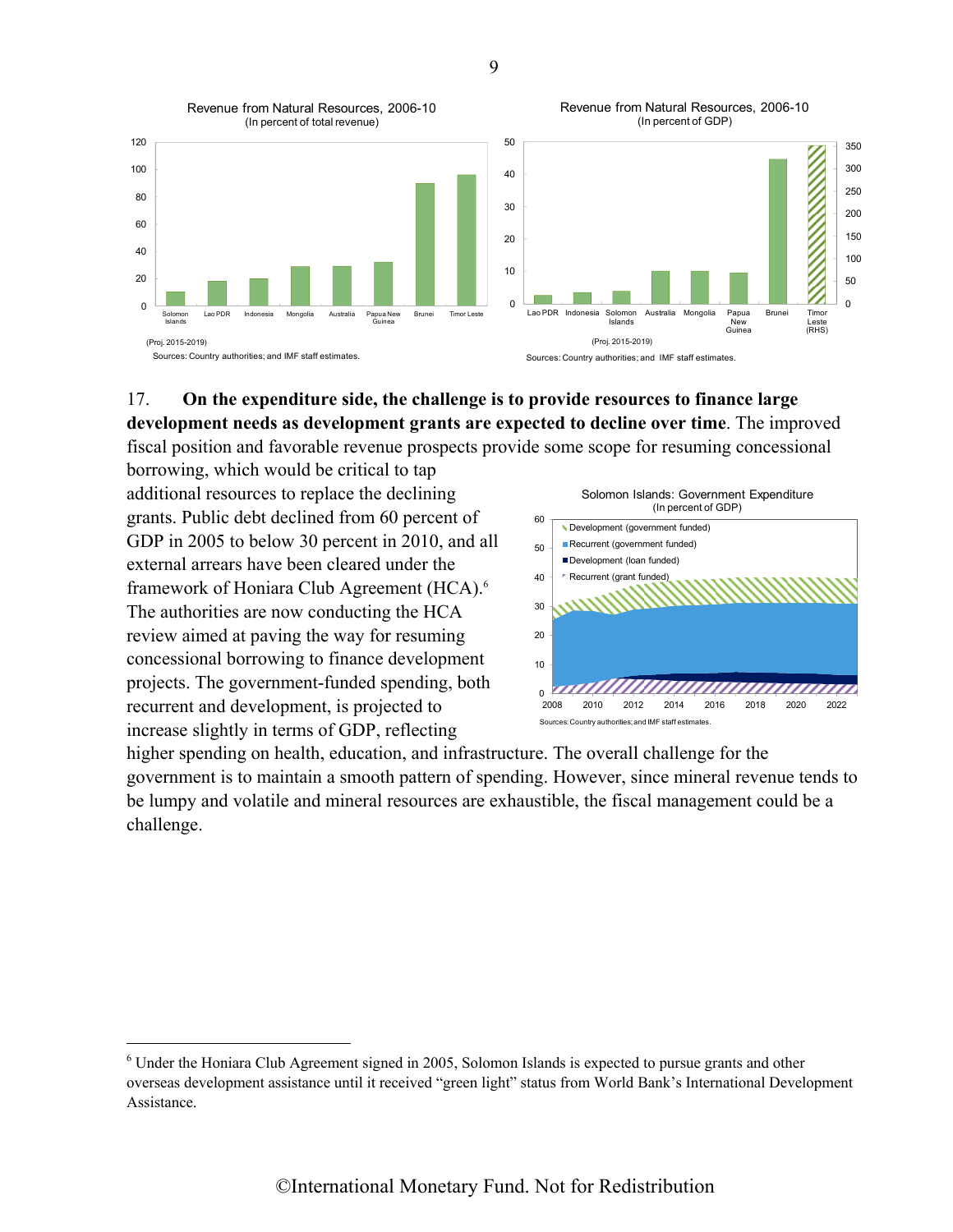Revenue from Natural Resources, 2006-10
(In percent of total revenue)

(Proj. 2015-2019)
Sources: Country authorities; and IMF staff estimates.

Revenue from Natural Resources, 2006-10
(In percent of GDP)

(Proj. 2015-2019)
Sources: Country authorities; and IMF staff estimates.

17. **On the expenditure side, the challenge is to provide resources to finance large development needs as development grants are expected to decline over time**. The improved fiscal position and favorable revenue prospects provide some scope for resuming concessional borrowing, which would be critical to tap additional resources to replace the declining grants. Public debt declined from 60 percent of GDP in 2005 to below 30 percent in 2010, and all external arrears have been cleared under the framework of Honiara Club Agreement (HCA).[6] The authorities are now conducting the HCA review aimed at paving the way for resuming concessional borrowing to finance development projects. The government-funded spending, both recurrent and development, is projected to increase slightly in terms of GDP, reflecting higher spending on health, education, and infrastructure. The overall challenge for the government is to maintain a smooth pattern of spending. However, since mineral revenue tends to be lumpy and volatile and mineral resources are exhaustible, the fiscal management could be a challenge.

Solomon Islands: Government Expenditure
(In percent of GDP)

Sources: Country authorities; and IMF staff estimates.

[6] Under the Honiara Club Agreement signed in 2005, Solomon Islands is expected to pursue grants and other overseas development assistance until it received "green light" status from World Bank's International Development Assistance.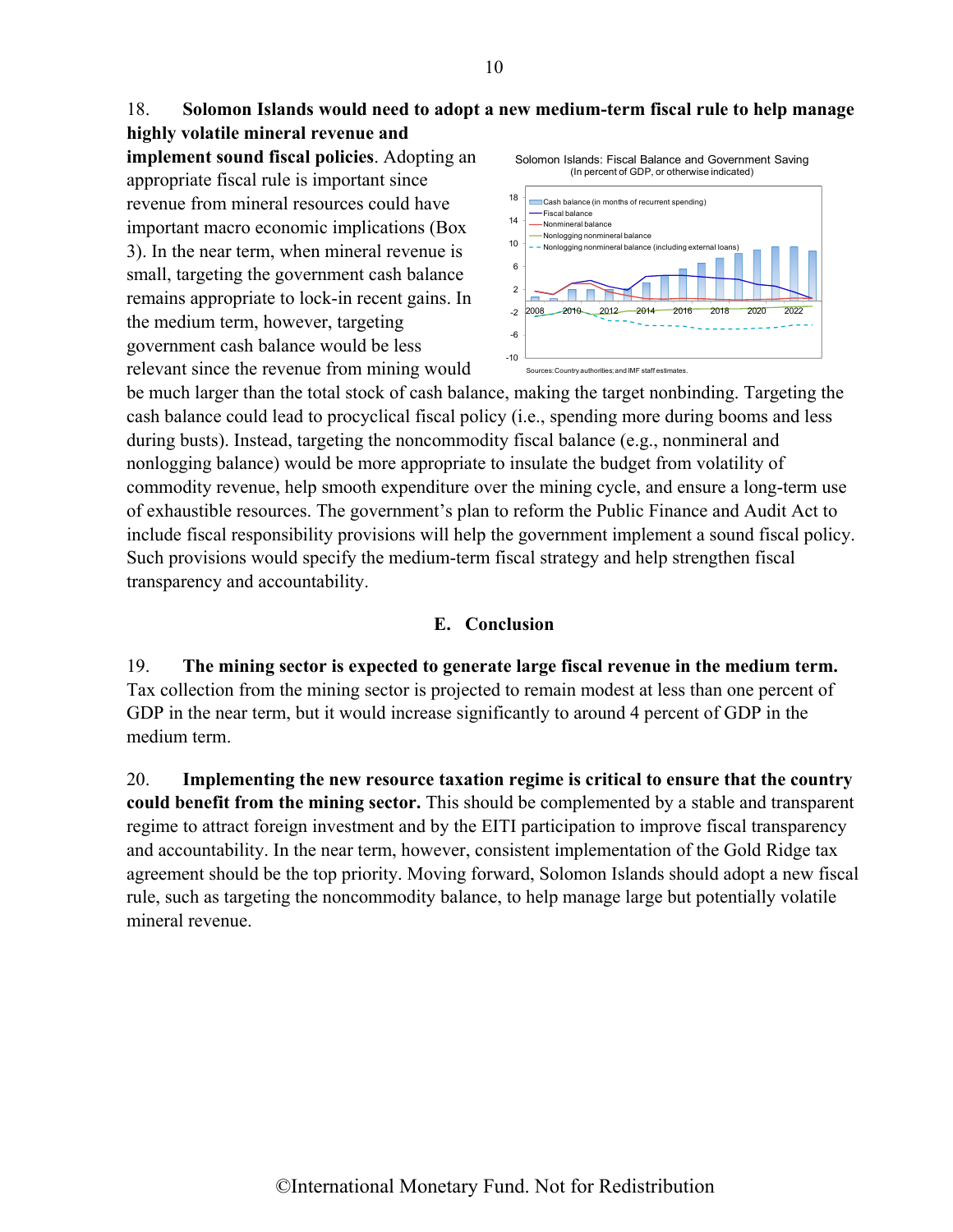18. **Solomon Islands would need to adopt a new medium-term fiscal rule to help manage highly volatile mineral revenue and implement sound fiscal policies**. Adopting an appropriate fiscal rule is important since revenue from mineral resources could have important macro economic implications (Box 3). In the near term, when mineral revenue is small, targeting the government cash balance remains appropriate to lock-in recent gains. In the medium term, however, targeting government cash balance would be less relevant since the revenue from mining would be much larger than the total stock of cash balance, making the target nonbinding. Targeting the cash balance could lead to procyclical fiscal policy (i.e., spending more during booms and less during busts). Instead, targeting the noncommodity fiscal balance (e.g., nonmineral and nonlogging balance) would be more appropriate to insulate the budget from volatility of commodity revenue, help smooth expenditure over the mining cycle, and ensure a long-term use of exhaustible resources. The government's plan to reform the Public Finance and Audit Act to include fiscal responsibility provisions will help the government implement a sound fiscal policy. Such provisions would specify the medium-term fiscal strategy and help strengthen fiscal transparency and accountability.

Solomon Islands: Fiscal Balance and Government Saving
(In percent of GDP, or otherwise indicated)

Sources: Country authorities; and IMF staff estimates.

## E. Conclusion

19. **The mining sector is expected to generate large fiscal revenue in the medium term.** Tax collection from the mining sector is projected to remain modest at less than one percent of GDP in the near term, but it would increase significantly to around 4 percent of GDP in the medium term.

20. **Implementing the new resource taxation regime is critical to ensure that the country could benefit from the mining sector.** This should be complemented by a stable and transparent regime to attract foreign investment and by the EITI participation to improve fiscal transparency and accountability. In the near term, however, consistent implementation of the Gold Ridge tax agreement should be the top priority. Moving forward, Solomon Islands should adopt a new fiscal rule, such as targeting the noncommodity balance, to help manage large but potentially volatile mineral revenue.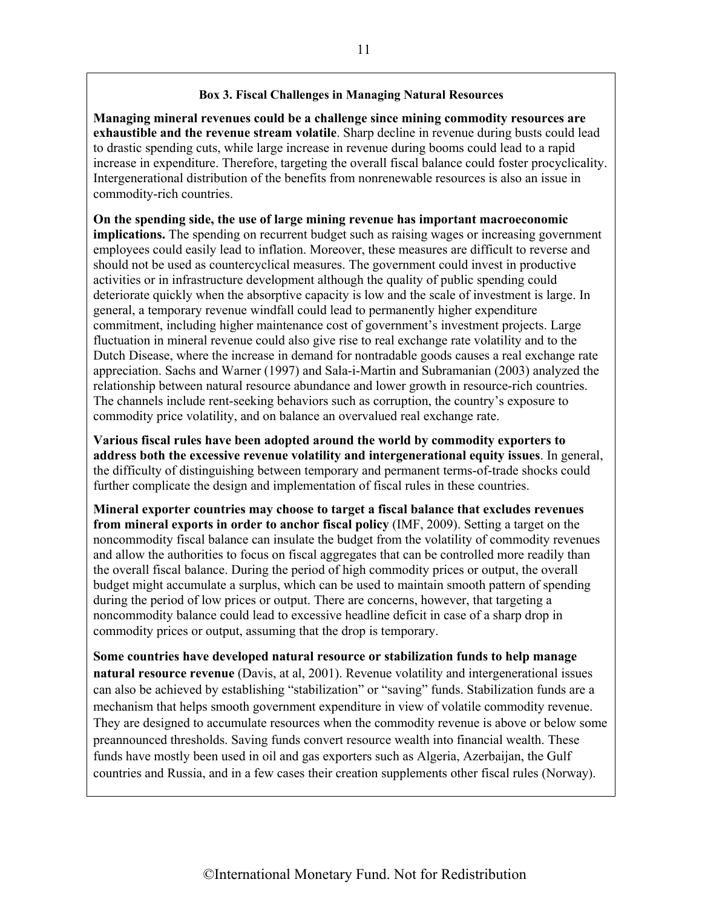### Box 3. Fiscal Challenges in Managing Natural Resources

**Managing mineral revenues could be a challenge since mining commodity resources are exhaustible and the revenue stream volatile**. Sharp decline in revenue during busts could lead to drastic spending cuts, while large increase in revenue during booms could lead to a rapid increase in expenditure. Therefore, targeting the overall fiscal balance could foster procyclicality. Intergenerational distribution of the benefits from nonrenewable resources is also an issue in commodity-rich countries.

**On the spending side, the use of large mining revenue has important macroeconomic implications.** The spending on recurrent budget such as raising wages or increasing government employees could easily lead to inflation. Moreover, these measures are difficult to reverse and should not be used as countercyclical measures. The government could invest in productive activities or in infrastructure development although the quality of public spending could deteriorate quickly when the absorptive capacity is low and the scale of investment is large. In general, a temporary revenue windfall could lead to permanently higher expenditure commitment, including higher maintenance cost of government's investment projects. Large fluctuation in mineral revenue could also give rise to real exchange rate volatility and to the Dutch Disease, where the increase in demand for nontradable goods causes a real exchange rate appreciation. Sachs and Warner (1997) and Sala-i-Martin and Subramanian (2003) analyzed the relationship between natural resource abundance and lower growth in resource-rich countries. The channels include rent-seeking behaviors such as corruption, the country's exposure to commodity price volatility, and on balance an overvalued real exchange rate.

**Various fiscal rules have been adopted around the world by commodity exporters to address both the excessive revenue volatility and intergenerational equity issues**. In general, the difficulty of distinguishing between temporary and permanent terms-of-trade shocks could further complicate the design and implementation of fiscal rules in these countries.

**Mineral exporter countries may choose to target a fiscal balance that excludes revenues from mineral exports in order to anchor fiscal policy** (IMF, 2009). Setting a target on the noncommodity fiscal balance can insulate the budget from the volatility of commodity revenues and allow the authorities to focus on fiscal aggregates that can be controlled more readily than the overall fiscal balance. During the period of high commodity prices or output, the overall budget might accumulate a surplus, which can be used to maintain smooth pattern of spending during the period of low prices or output. There are concerns, however, that targeting a noncommodity balance could lead to excessive headline deficit in case of a sharp drop in commodity prices or output, assuming that the drop is temporary.

**Some countries have developed natural resource or stabilization funds to help manage natural resource revenue** (Davis, at al, 2001). Revenue volatility and intergenerational issues can also be achieved by establishing "stabilization" or "saving" funds. Stabilization funds are a mechanism that helps smooth government expenditure in view of volatile commodity revenue. They are designed to accumulate resources when the commodity revenue is above or below some preannounced thresholds. Saving funds convert resource wealth into financial wealth. These funds have mostly been used in oil and gas exporters such as Algeria, Azerbaijan, the Gulf countries and Russia, and in a few cases their creation supplements other fiscal rules (Norway).